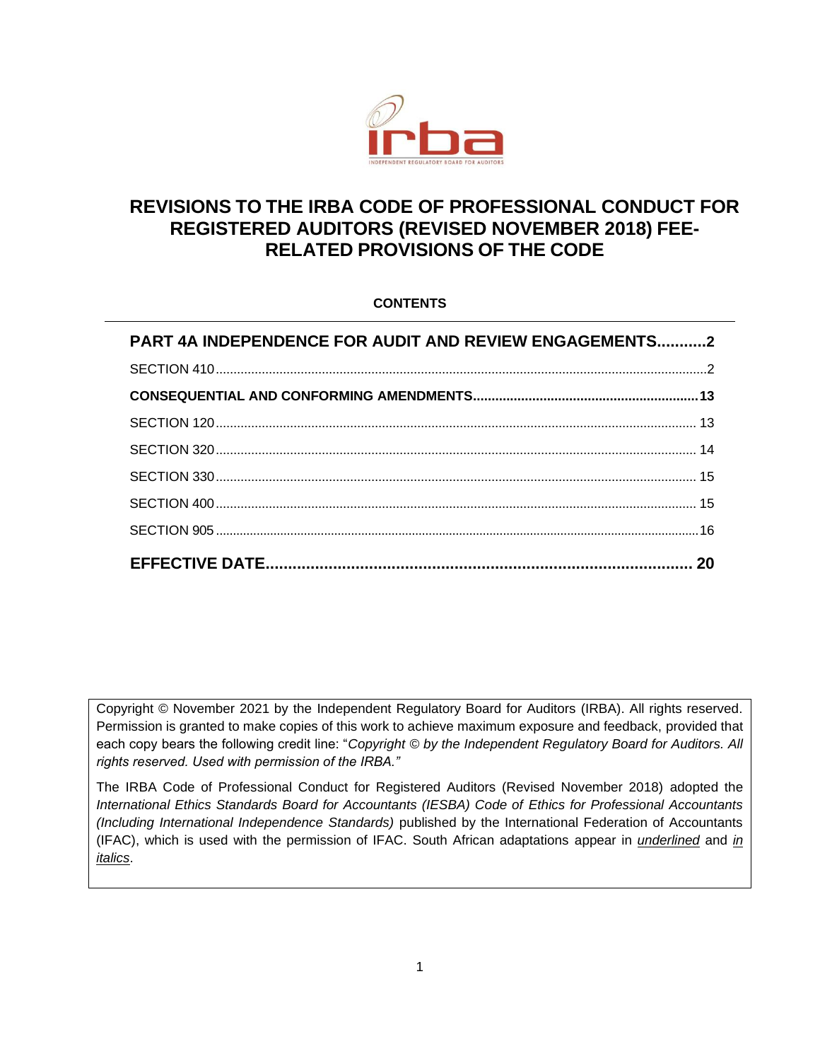# REVISIONS TO THE IRBA CODE OF PROFESSIONAL CONDUCT FOR REGISTERED AUDITORS (REVISED NOVEMBER 2018) FEE-RELATED PROVISIONS OF THE CODE

**CONTENTS**

**PART 4A INDEPENDENCE FOR AUDIT AND REVIEW ENGAGEMENTS...........2**

SECTION 410.........................................................................................................................2

**CONSEQUENTIAL AND CONFORMING AMENDMENTS............................................................13**

SECTION 120....................................................................................................................... 13

SECTION 320....................................................................................................................... 14

SECTION 330....................................................................................................................... 15

SECTION 400....................................................................................................................... 15

SECTION 905.........................................................................................................................16

**EFFECTIVE DATE............................................................................................ 20**

Copyright © November 2021 by the Independent Regulatory Board for Auditors (IRBA). All rights reserved. Permission is granted to make copies of this work to achieve maximum exposure and feedback, provided that each copy bears the following credit line: "*Copyright © by the Independent Regulatory Board for Auditors. All rights reserved. Used with permission of the IRBA.*"

The IRBA Code of Professional Conduct for Registered Auditors (Revised November 2018) adopted the *International Ethics Standards Board for Accountants (IESBA) Code of Ethics for Professional Accountants (Including International Independence Standards)* published by the International Federation of Accountants (IFAC), which is used with the permission of IFAC. South African adaptations appear in <u>underlined</u> and <u>*in italics*</u>.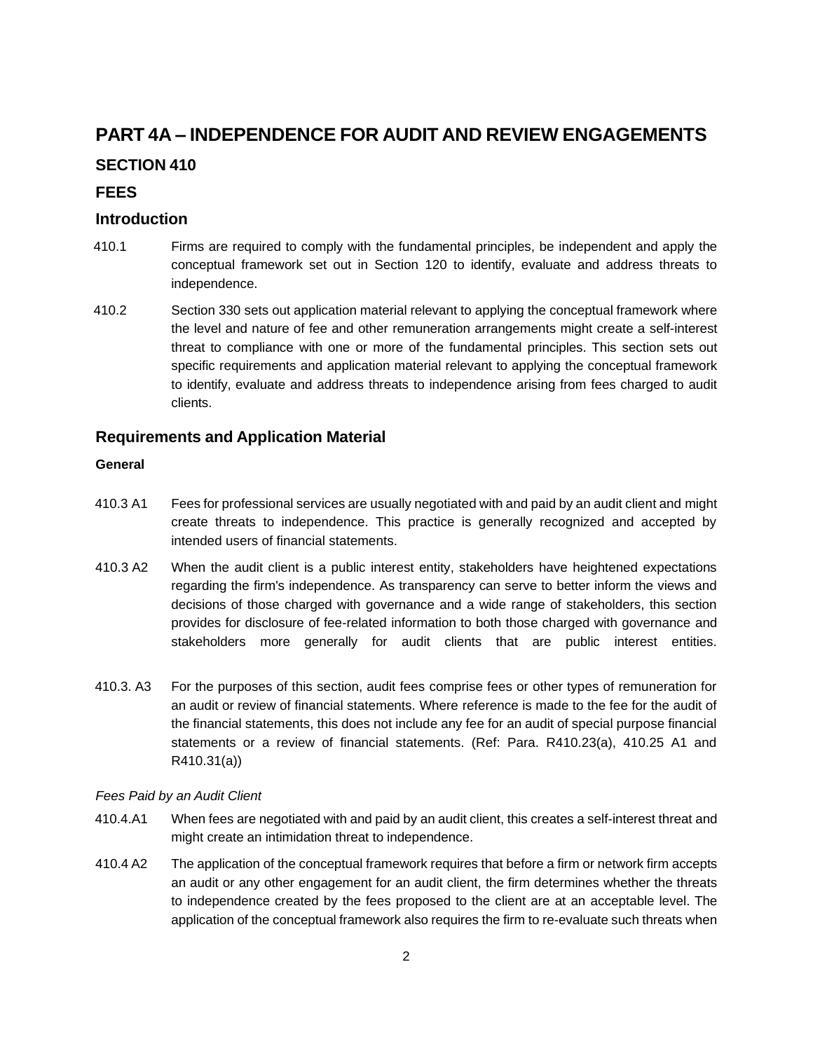# PART 4A – INDEPENDENCE FOR AUDIT AND REVIEW ENGAGEMENTS

## SECTION 410

## FEES

### Introduction

410.1 Firms are required to comply with the fundamental principles, be independent and apply the conceptual framework set out in Section 120 to identify, evaluate and address threats to independence.

410.2 Section 330 sets out application material relevant to applying the conceptual framework where the level and nature of fee and other remuneration arrangements might create a self-interest threat to compliance with one or more of the fundamental principles. This section sets out specific requirements and application material relevant to applying the conceptual framework to identify, evaluate and address threats to independence arising from fees charged to audit clients.

### Requirements and Application Material

**General**

410.3 A1 Fees for professional services are usually negotiated with and paid by an audit client and might create threats to independence. This practice is generally recognized and accepted by intended users of financial statements.

410.3 A2 When the audit client is a public interest entity, stakeholders have heightened expectations regarding the firm's independence. As transparency can serve to better inform the views and decisions of those charged with governance and a wide range of stakeholders, this section provides for disclosure of fee-related information to both those charged with governance and stakeholders more generally for audit clients that are public interest entities.

410.3. A3 For the purposes of this section, audit fees comprise fees or other types of remuneration for an audit or review of financial statements. Where reference is made to the fee for the audit of the financial statements, this does not include any fee for an audit of special purpose financial statements or a review of financial statements. (Ref: Para. R410.23(a), 410.25 A1 and R410.31(a))

*Fees Paid by an Audit Client*

410.4.A1 When fees are negotiated with and paid by an audit client, this creates a self-interest threat and might create an intimidation threat to independence.

410.4 A2 The application of the conceptual framework requires that before a firm or network firm accepts an audit or any other engagement for an audit client, the firm determines whether the threats to independence created by the fees proposed to the client are at an acceptable level. The application of the conceptual framework also requires the firm to re-evaluate such threats when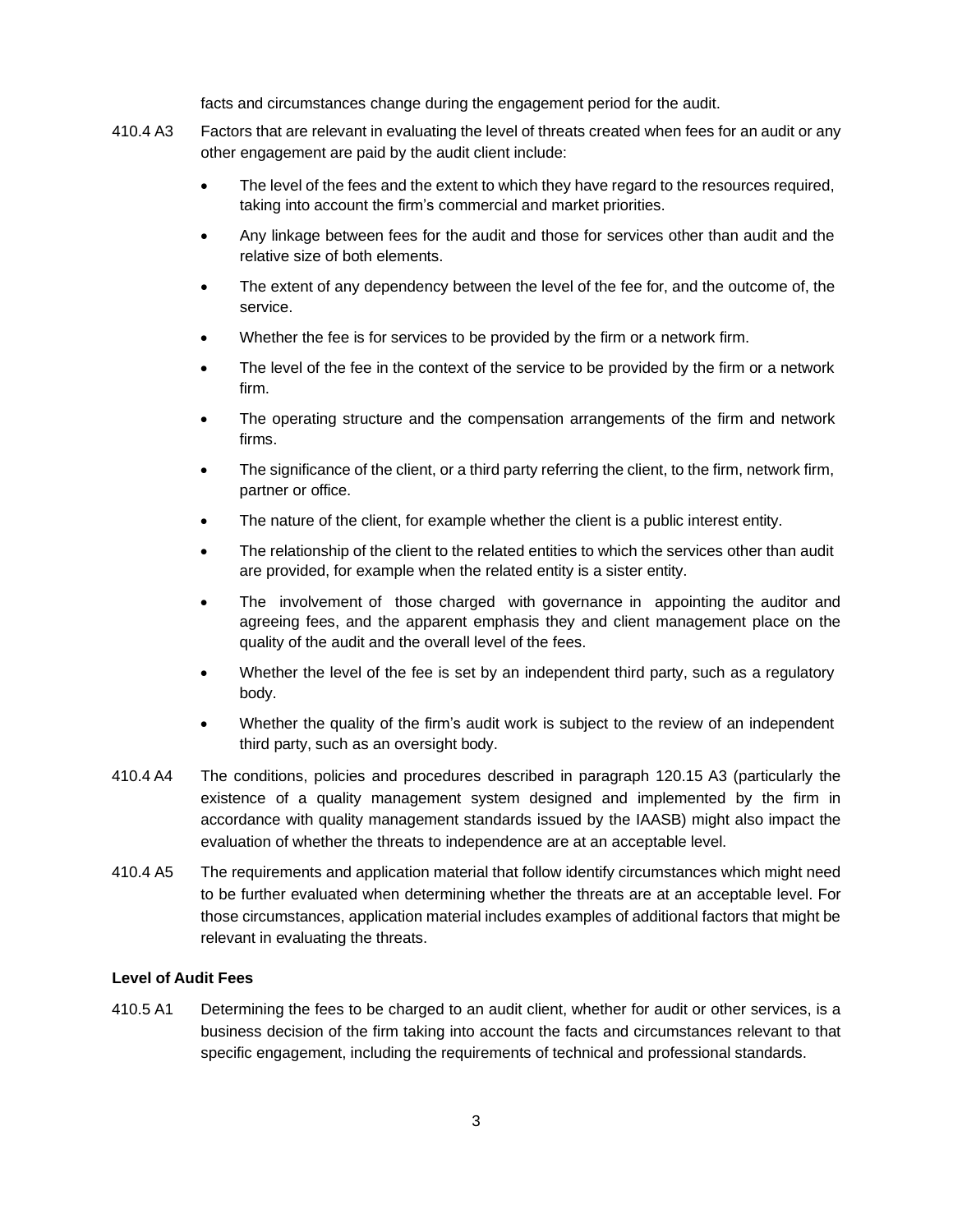facts and circumstances change during the engagement period for the audit.

410.4 A3 Factors that are relevant in evaluating the level of threats created when fees for an audit or any other engagement are paid by the audit client include:

- The level of the fees and the extent to which they have regard to the resources required, taking into account the firm's commercial and market priorities.
- Any linkage between fees for the audit and those for services other than audit and the relative size of both elements.
- The extent of any dependency between the level of the fee for, and the outcome of, the service.
- Whether the fee is for services to be provided by the firm or a network firm.
- The level of the fee in the context of the service to be provided by the firm or a network firm.
- The operating structure and the compensation arrangements of the firm and network firms.
- The significance of the client, or a third party referring the client, to the firm, network firm, partner or office.
- The nature of the client, for example whether the client is a public interest entity.
- The relationship of the client to the related entities to which the services other than audit are provided, for example when the related entity is a sister entity.
- The involvement of those charged with governance in appointing the auditor and agreeing fees, and the apparent emphasis they and client management place on the quality of the audit and the overall level of the fees.
- Whether the level of the fee is set by an independent third party, such as a regulatory body.
- Whether the quality of the firm's audit work is subject to the review of an independent third party, such as an oversight body.

410.4 A4 The conditions, policies and procedures described in paragraph 120.15 A3 (particularly the existence of a quality management system designed and implemented by the firm in accordance with quality management standards issued by the IAASB) might also impact the evaluation of whether the threats to independence are at an acceptable level.

410.4 A5 The requirements and application material that follow identify circumstances which might need to be further evaluated when determining whether the threats are at an acceptable level. For those circumstances, application material includes examples of additional factors that might be relevant in evaluating the threats.

**Level of Audit Fees**

410.5 A1 Determining the fees to be charged to an audit client, whether for audit or other services, is a business decision of the firm taking into account the facts and circumstances relevant to that specific engagement, including the requirements of technical and professional standards.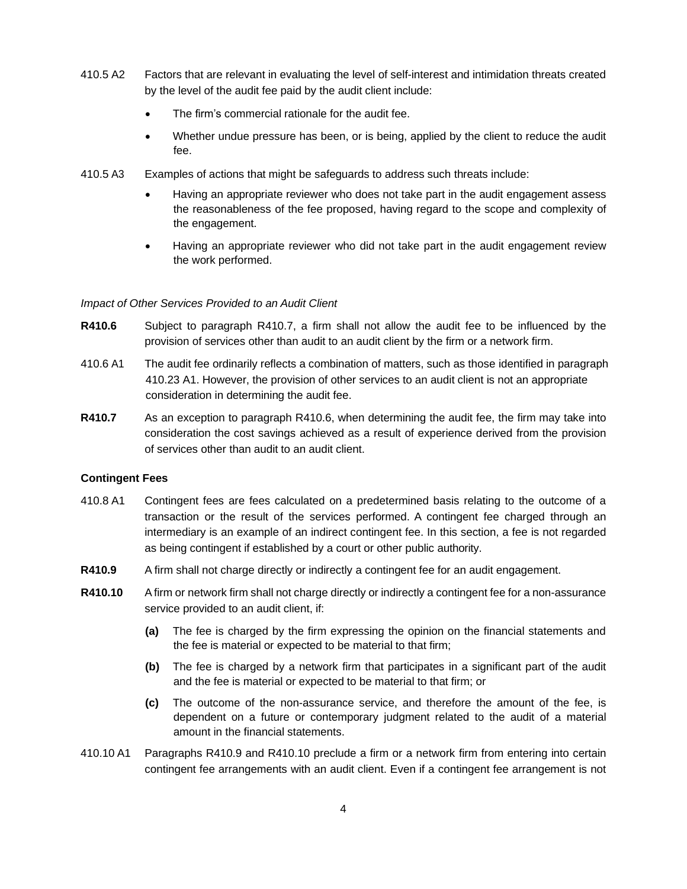410.5 A2 Factors that are relevant in evaluating the level of self-interest and intimidation threats created by the level of the audit fee paid by the audit client include:

- The firm's commercial rationale for the audit fee.
- Whether undue pressure has been, or is being, applied by the client to reduce the audit fee.

410.5 A3 Examples of actions that might be safeguards to address such threats include:

- Having an appropriate reviewer who does not take part in the audit engagement assess the reasonableness of the fee proposed, having regard to the scope and complexity of the engagement.
- Having an appropriate reviewer who did not take part in the audit engagement review the work performed.

*Impact of Other Services Provided to an Audit Client*

**R410.6** Subject to paragraph R410.7, a firm shall not allow the audit fee to be influenced by the provision of services other than audit to an audit client by the firm or a network firm.

410.6 A1 The audit fee ordinarily reflects a combination of matters, such as those identified in paragraph 410.23 A1. However, the provision of other services to an audit client is not an appropriate consideration in determining the audit fee.

**R410.7** As an exception to paragraph R410.6, when determining the audit fee, the firm may take into consideration the cost savings achieved as a result of experience derived from the provision of services other than audit to an audit client.

**Contingent Fees**

410.8 A1 Contingent fees are fees calculated on a predetermined basis relating to the outcome of a transaction or the result of the services performed. A contingent fee charged through an intermediary is an example of an indirect contingent fee. In this section, a fee is not regarded as being contingent if established by a court or other public authority.

**R410.9** A firm shall not charge directly or indirectly a contingent fee for an audit engagement.

**R410.10** A firm or network firm shall not charge directly or indirectly a contingent fee for a non-assurance service provided to an audit client, if:

**(a)** The fee is charged by the firm expressing the opinion on the financial statements and the fee is material or expected to be material to that firm;

**(b)** The fee is charged by a network firm that participates in a significant part of the audit and the fee is material or expected to be material to that firm; or

**(c)** The outcome of the non-assurance service, and therefore the amount of the fee, is dependent on a future or contemporary judgment related to the audit of a material amount in the financial statements.

410.10 A1 Paragraphs R410.9 and R410.10 preclude a firm or a network firm from entering into certain contingent fee arrangements with an audit client. Even if a contingent fee arrangement is not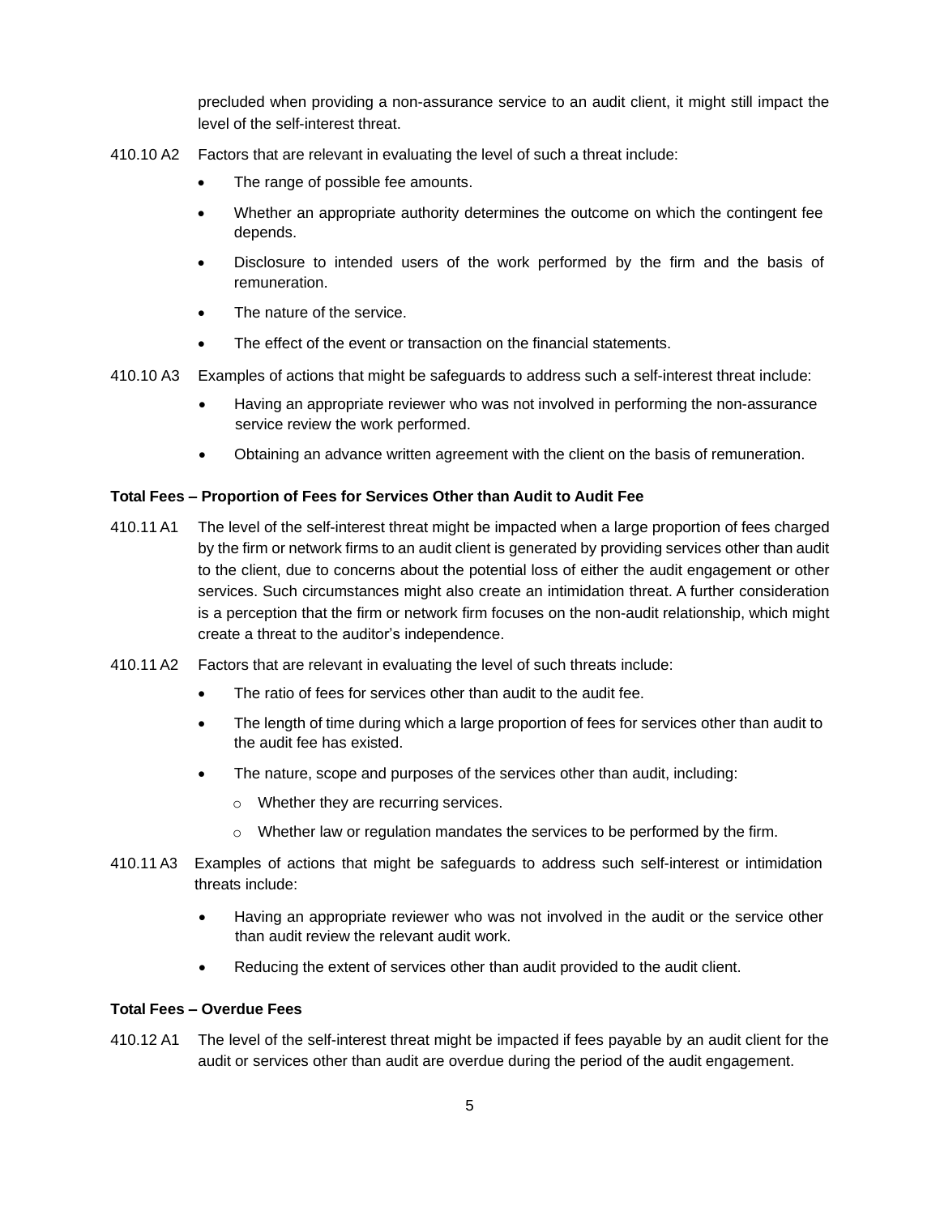precluded when providing a non-assurance service to an audit client, it might still impact the level of the self-interest threat.

410.10 A2 Factors that are relevant in evaluating the level of such a threat include:

- The range of possible fee amounts.
- Whether an appropriate authority determines the outcome on which the contingent fee depends.
- Disclosure to intended users of the work performed by the firm and the basis of remuneration.
- The nature of the service.
- The effect of the event or transaction on the financial statements.

410.10 A3 Examples of actions that might be safeguards to address such a self-interest threat include:

- Having an appropriate reviewer who was not involved in performing the non-assurance service review the work performed.
- Obtaining an advance written agreement with the client on the basis of remuneration.

**Total Fees – Proportion of Fees for Services Other than Audit to Audit Fee**

410.11 A1 The level of the self-interest threat might be impacted when a large proportion of fees charged by the firm or network firms to an audit client is generated by providing services other than audit to the client, due to concerns about the potential loss of either the audit engagement or other services. Such circumstances might also create an intimidation threat. A further consideration is a perception that the firm or network firm focuses on the non-audit relationship, which might create a threat to the auditor's independence.

410.11 A2 Factors that are relevant in evaluating the level of such threats include:

- The ratio of fees for services other than audit to the audit fee.
- The length of time during which a large proportion of fees for services other than audit to the audit fee has existed.
- The nature, scope and purposes of the services other than audit, including:
  - Whether they are recurring services.
  - Whether law or regulation mandates the services to be performed by the firm.

410.11 A3 Examples of actions that might be safeguards to address such self-interest or intimidation threats include:

- Having an appropriate reviewer who was not involved in the audit or the service other than audit review the relevant audit work.
- Reducing the extent of services other than audit provided to the audit client.

**Total Fees – Overdue Fees**

410.12 A1 The level of the self-interest threat might be impacted if fees payable by an audit client for the audit or services other than audit are overdue during the period of the audit engagement.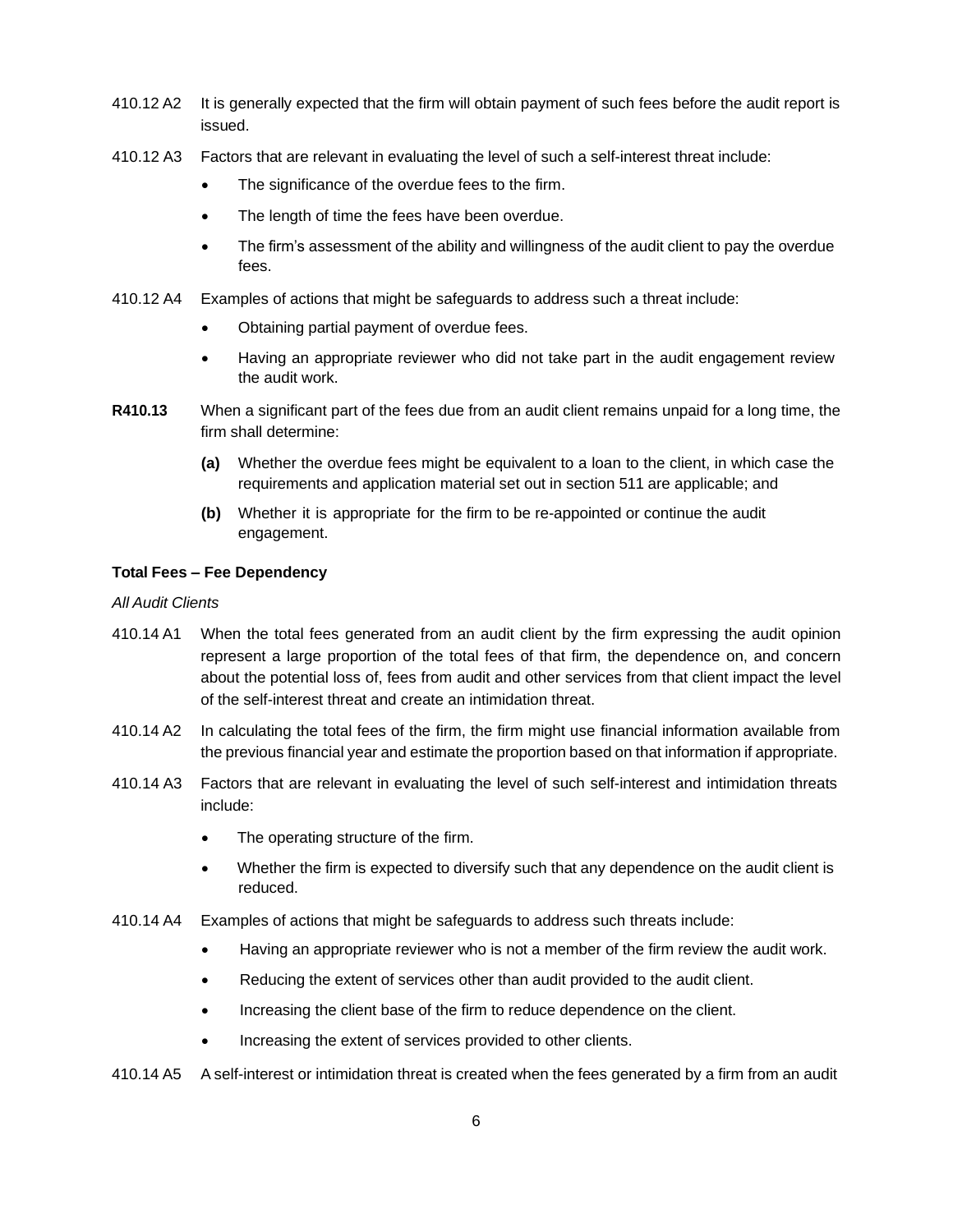410.12 A2 It is generally expected that the firm will obtain payment of such fees before the audit report is issued.

410.12 A3 Factors that are relevant in evaluating the level of such a self-interest threat include:

- The significance of the overdue fees to the firm.
- The length of time the fees have been overdue.
- The firm's assessment of the ability and willingness of the audit client to pay the overdue fees.

410.12 A4 Examples of actions that might be safeguards to address such a threat include:

- Obtaining partial payment of overdue fees.
- Having an appropriate reviewer who did not take part in the audit engagement review the audit work.

**R410.13** When a significant part of the fees due from an audit client remains unpaid for a long time, the firm shall determine:

**(a)** Whether the overdue fees might be equivalent to a loan to the client, in which case the requirements and application material set out in section 511 are applicable; and

**(b)** Whether it is appropriate for the firm to be re-appointed or continue the audit engagement.

**Total Fees – Fee Dependency**

*All Audit Clients*

410.14 A1 When the total fees generated from an audit client by the firm expressing the audit opinion represent a large proportion of the total fees of that firm, the dependence on, and concern about the potential loss of, fees from audit and other services from that client impact the level of the self-interest threat and create an intimidation threat.

410.14 A2 In calculating the total fees of the firm, the firm might use financial information available from the previous financial year and estimate the proportion based on that information if appropriate.

410.14 A3 Factors that are relevant in evaluating the level of such self-interest and intimidation threats include:

- The operating structure of the firm.
- Whether the firm is expected to diversify such that any dependence on the audit client is reduced.

410.14 A4 Examples of actions that might be safeguards to address such threats include:

- Having an appropriate reviewer who is not a member of the firm review the audit work.
- Reducing the extent of services other than audit provided to the audit client.
- Increasing the client base of the firm to reduce dependence on the client.
- Increasing the extent of services provided to other clients.

410.14 A5 A self-interest or intimidation threat is created when the fees generated by a firm from an audit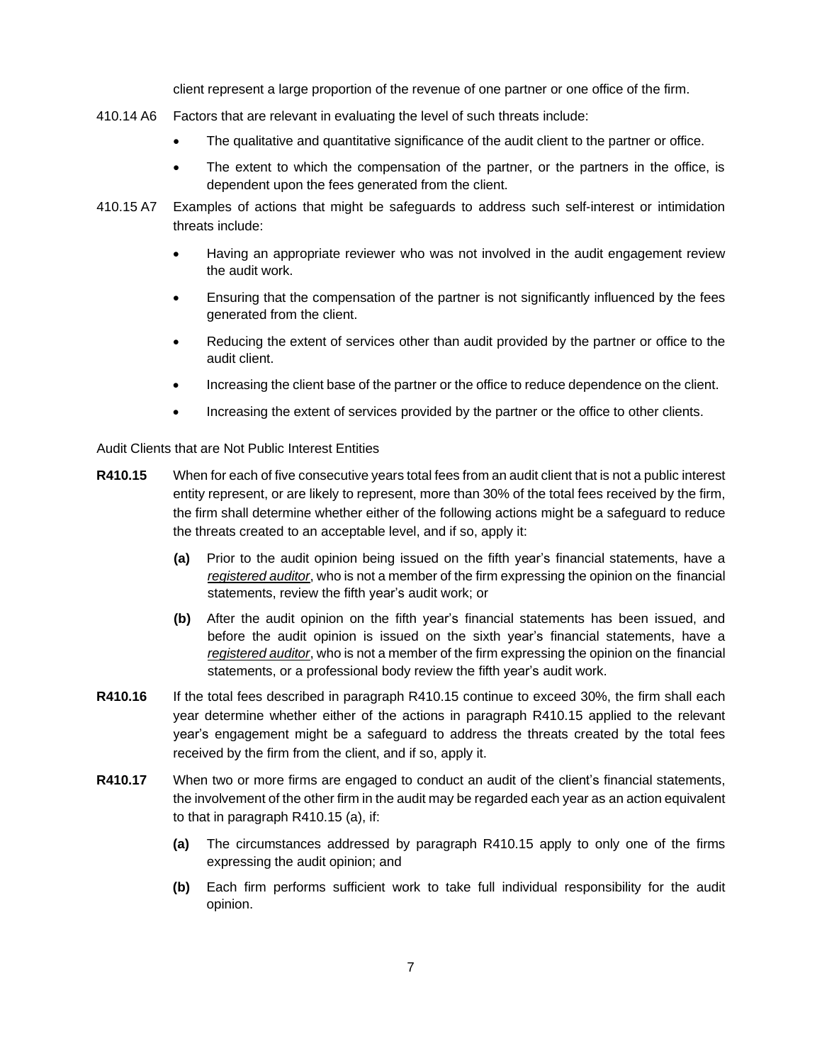client represent a large proportion of the revenue of one partner or one office of the firm.

410.14 A6 Factors that are relevant in evaluating the level of such threats include:

- The qualitative and quantitative significance of the audit client to the partner or office.
- The extent to which the compensation of the partner, or the partners in the office, is dependent upon the fees generated from the client.

410.15 A7 Examples of actions that might be safeguards to address such self-interest or intimidation threats include:

- Having an appropriate reviewer who was not involved in the audit engagement review the audit work.
- Ensuring that the compensation of the partner is not significantly influenced by the fees generated from the client.
- Reducing the extent of services other than audit provided by the partner or office to the audit client.
- Increasing the client base of the partner or the office to reduce dependence on the client.
- Increasing the extent of services provided by the partner or the office to other clients.

Audit Clients that are Not Public Interest Entities

**R410.15** When for each of five consecutive years total fees from an audit client that is not a public interest entity represent, or are likely to represent, more than 30% of the total fees received by the firm, the firm shall determine whether either of the following actions might be a safeguard to reduce the threats created to an acceptable level, and if so, apply it:

**(a)** Prior to the audit opinion being issued on the fifth year's financial statements, have a *registered auditor*, who is not a member of the firm expressing the opinion on the financial statements, review the fifth year's audit work; or

**(b)** After the audit opinion on the fifth year's financial statements has been issued, and before the audit opinion is issued on the sixth year's financial statements, have a *registered auditor*, who is not a member of the firm expressing the opinion on the financial statements, or a professional body review the fifth year's audit work.

**R410.16** If the total fees described in paragraph R410.15 continue to exceed 30%, the firm shall each year determine whether either of the actions in paragraph R410.15 applied to the relevant year's engagement might be a safeguard to address the threats created by the total fees received by the firm from the client, and if so, apply it.

**R410.17** When two or more firms are engaged to conduct an audit of the client's financial statements, the involvement of the other firm in the audit may be regarded each year as an action equivalent to that in paragraph R410.15 (a), if:

**(a)** The circumstances addressed by paragraph R410.15 apply to only one of the firms expressing the audit opinion; and

**(b)** Each firm performs sufficient work to take full individual responsibility for the audit opinion.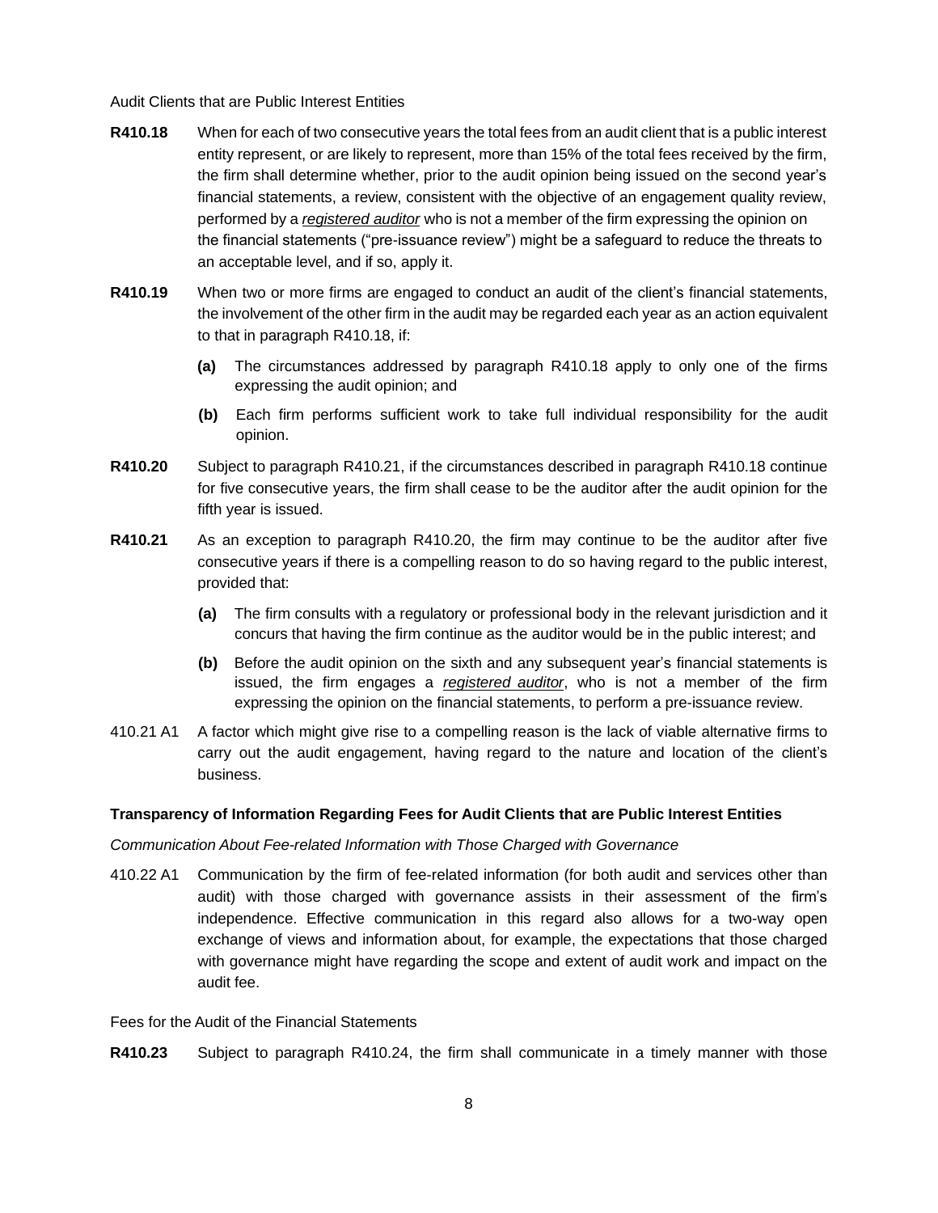Audit Clients that are Public Interest Entities

**R410.18** When for each of two consecutive years the total fees from an audit client that is a public interest entity represent, or are likely to represent, more than 15% of the total fees received by the firm, the firm shall determine whether, prior to the audit opinion being issued on the second year's financial statements, a review, consistent with the objective of an engagement quality review, performed by a *registered auditor* who is not a member of the firm expressing the opinion on the financial statements ("pre-issuance review") might be a safeguard to reduce the threats to an acceptable level, and if so, apply it.

**R410.19** When two or more firms are engaged to conduct an audit of the client's financial statements, the involvement of the other firm in the audit may be regarded each year as an action equivalent to that in paragraph R410.18, if:

- **(a)** The circumstances addressed by paragraph R410.18 apply to only one of the firms expressing the audit opinion; and
- **(b)** Each firm performs sufficient work to take full individual responsibility for the audit opinion.

**R410.20** Subject to paragraph R410.21, if the circumstances described in paragraph R410.18 continue for five consecutive years, the firm shall cease to be the auditor after the audit opinion for the fifth year is issued.

**R410.21** As an exception to paragraph R410.20, the firm may continue to be the auditor after five consecutive years if there is a compelling reason to do so having regard to the public interest, provided that:

- **(a)** The firm consults with a regulatory or professional body in the relevant jurisdiction and it concurs that having the firm continue as the auditor would be in the public interest; and
- **(b)** Before the audit opinion on the sixth and any subsequent year's financial statements is issued, the firm engages a *registered auditor*, who is not a member of the firm expressing the opinion on the financial statements, to perform a pre-issuance review.

410.21 A1 A factor which might give rise to a compelling reason is the lack of viable alternative firms to carry out the audit engagement, having regard to the nature and location of the client's business.

**Transparency of Information Regarding Fees for Audit Clients that are Public Interest Entities**

*Communication About Fee-related Information with Those Charged with Governance*

410.22 A1 Communication by the firm of fee-related information (for both audit and services other than audit) with those charged with governance assists in their assessment of the firm's independence. Effective communication in this regard also allows for a two-way open exchange of views and information about, for example, the expectations that those charged with governance might have regarding the scope and extent of audit work and impact on the audit fee.

Fees for the Audit of the Financial Statements

**R410.23** Subject to paragraph R410.24, the firm shall communicate in a timely manner with those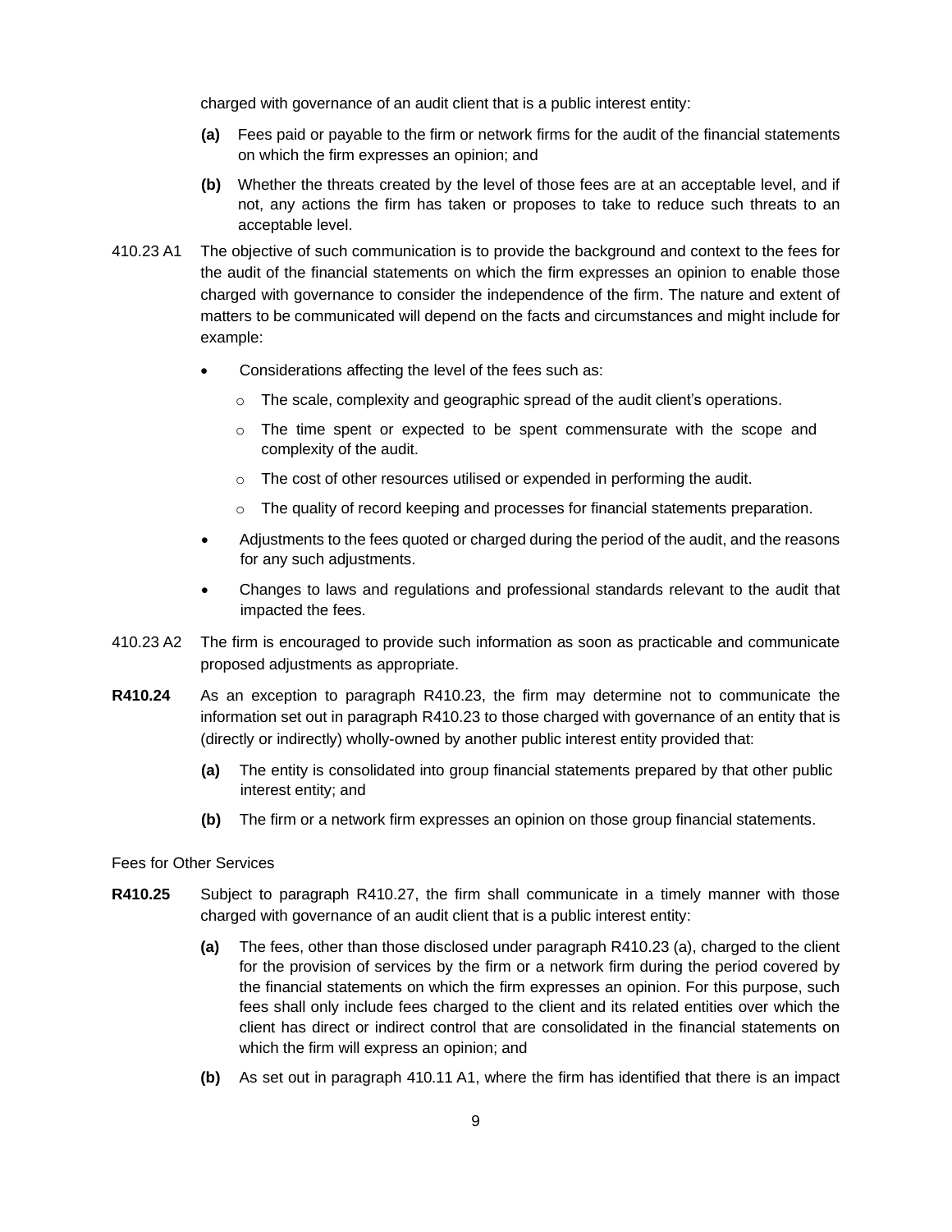charged with governance of an audit client that is a public interest entity:

**(a)** Fees paid or payable to the firm or network firms for the audit of the financial statements on which the firm expresses an opinion; and

**(b)** Whether the threats created by the level of those fees are at an acceptable level, and if not, any actions the firm has taken or proposes to take to reduce such threats to an acceptable level.

410.23 A1 The objective of such communication is to provide the background and context to the fees for the audit of the financial statements on which the firm expresses an opinion to enable those charged with governance to consider the independence of the firm. The nature and extent of matters to be communicated will depend on the facts and circumstances and might include for example:

- Considerations affecting the level of the fees such as:
  - The scale, complexity and geographic spread of the audit client's operations.
  - The time spent or expected to be spent commensurate with the scope and complexity of the audit.
  - The cost of other resources utilised or expended in performing the audit.
  - The quality of record keeping and processes for financial statements preparation.
- Adjustments to the fees quoted or charged during the period of the audit, and the reasons for any such adjustments.
- Changes to laws and regulations and professional standards relevant to the audit that impacted the fees.

410.23 A2 The firm is encouraged to provide such information as soon as practicable and communicate proposed adjustments as appropriate.

**R410.24** As an exception to paragraph R410.23, the firm may determine not to communicate the information set out in paragraph R410.23 to those charged with governance of an entity that is (directly or indirectly) wholly-owned by another public interest entity provided that:

**(a)** The entity is consolidated into group financial statements prepared by that other public interest entity; and

**(b)** The firm or a network firm expresses an opinion on those group financial statements.

Fees for Other Services

**R410.25** Subject to paragraph R410.27, the firm shall communicate in a timely manner with those charged with governance of an audit client that is a public interest entity:

**(a)** The fees, other than those disclosed under paragraph R410.23 (a), charged to the client for the provision of services by the firm or a network firm during the period covered by the financial statements on which the firm expresses an opinion. For this purpose, such fees shall only include fees charged to the client and its related entities over which the client has direct or indirect control that are consolidated in the financial statements on which the firm will express an opinion; and

**(b)** As set out in paragraph 410.11 A1, where the firm has identified that there is an impact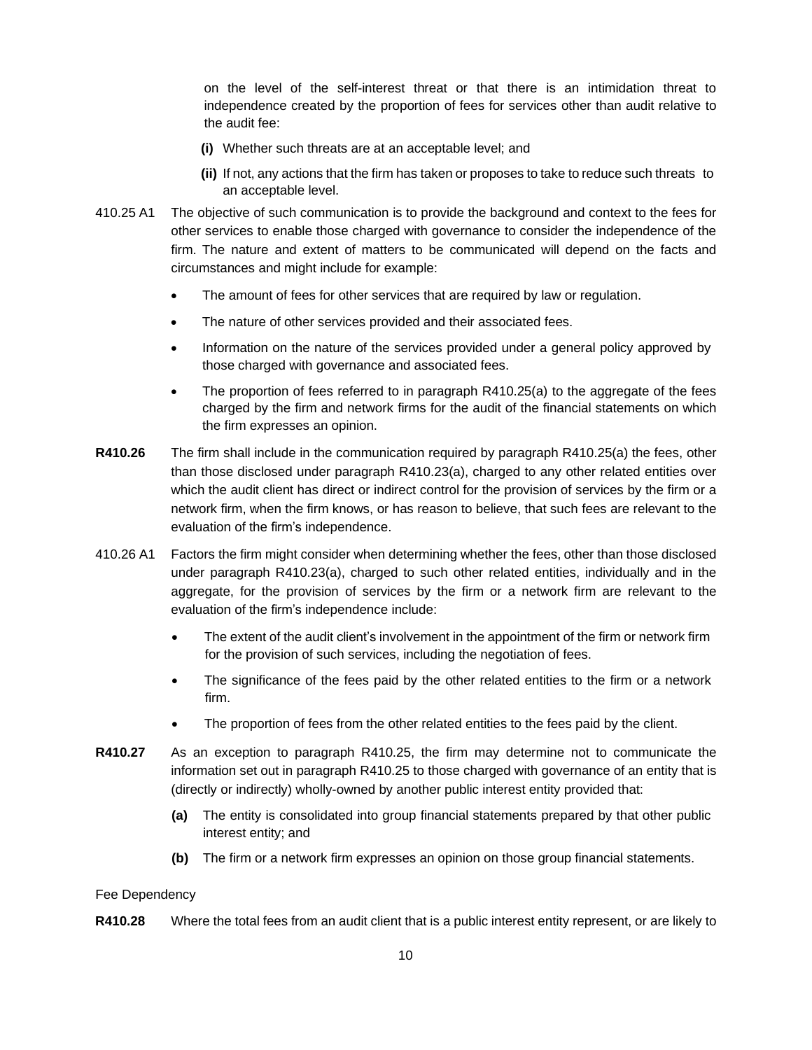on the level of the self-interest threat or that there is an intimidation threat to independence created by the proportion of fees for services other than audit relative to the audit fee:

**(i)** Whether such threats are at an acceptable level; and

**(ii)** If not, any actions that the firm has taken or proposes to take to reduce such threats to an acceptable level.

410.25 A1 The objective of such communication is to provide the background and context to the fees for other services to enable those charged with governance to consider the independence of the firm. The nature and extent of matters to be communicated will depend on the facts and circumstances and might include for example:

- The amount of fees for other services that are required by law or regulation.
- The nature of other services provided and their associated fees.
- Information on the nature of the services provided under a general policy approved by those charged with governance and associated fees.
- The proportion of fees referred to in paragraph R410.25(a) to the aggregate of the fees charged by the firm and network firms for the audit of the financial statements on which the firm expresses an opinion.

**R410.26** The firm shall include in the communication required by paragraph R410.25(a) the fees, other than those disclosed under paragraph R410.23(a), charged to any other related entities over which the audit client has direct or indirect control for the provision of services by the firm or a network firm, when the firm knows, or has reason to believe, that such fees are relevant to the evaluation of the firm's independence.

410.26 A1 Factors the firm might consider when determining whether the fees, other than those disclosed under paragraph R410.23(a), charged to such other related entities, individually and in the aggregate, for the provision of services by the firm or a network firm are relevant to the evaluation of the firm's independence include:

- The extent of the audit client's involvement in the appointment of the firm or network firm for the provision of such services, including the negotiation of fees.
- The significance of the fees paid by the other related entities to the firm or a network firm.
- The proportion of fees from the other related entities to the fees paid by the client.

**R410.27** As an exception to paragraph R410.25, the firm may determine not to communicate the information set out in paragraph R410.25 to those charged with governance of an entity that is (directly or indirectly) wholly-owned by another public interest entity provided that:

**(a)** The entity is consolidated into group financial statements prepared by that other public interest entity; and

**(b)** The firm or a network firm expresses an opinion on those group financial statements.

Fee Dependency

**R410.28** Where the total fees from an audit client that is a public interest entity represent, or are likely to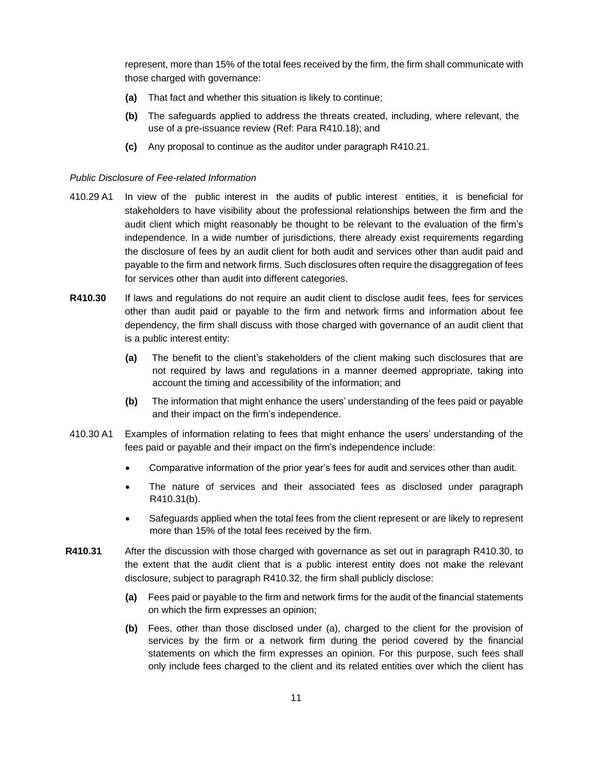represent, more than 15% of the total fees received by the firm, the firm shall communicate with those charged with governance:

**(a)** That fact and whether this situation is likely to continue;

**(b)** The safeguards applied to address the threats created, including, where relevant, the use of a pre-issuance review (Ref: Para R410.18); and

**(c)** Any proposal to continue as the auditor under paragraph R410.21.

*Public Disclosure of Fee-related Information*

410.29 A1 In view of the public interest in the audits of public interest entities, it is beneficial for stakeholders to have visibility about the professional relationships between the firm and the audit client which might reasonably be thought to be relevant to the evaluation of the firm's independence. In a wide number of jurisdictions, there already exist requirements regarding the disclosure of fees by an audit client for both audit and services other than audit paid and payable to the firm and network firms. Such disclosures often require the disaggregation of fees for services other than audit into different categories.

**R410.30** If laws and regulations do not require an audit client to disclose audit fees, fees for services other than audit paid or payable to the firm and network firms and information about fee dependency, the firm shall discuss with those charged with governance of an audit client that is a public interest entity:

**(a)** The benefit to the client's stakeholders of the client making such disclosures that are not required by laws and regulations in a manner deemed appropriate, taking into account the timing and accessibility of the information; and

**(b)** The information that might enhance the users' understanding of the fees paid or payable and their impact on the firm's independence.

410.30 A1 Examples of information relating to fees that might enhance the users' understanding of the fees paid or payable and their impact on the firm's independence include:

- Comparative information of the prior year's fees for audit and services other than audit.
- The nature of services and their associated fees as disclosed under paragraph R410.31(b).
- Safeguards applied when the total fees from the client represent or are likely to represent more than 15% of the total fees received by the firm.

**R410.31** After the discussion with those charged with governance as set out in paragraph R410.30, to the extent that the audit client that is a public interest entity does not make the relevant disclosure, subject to paragraph R410.32, the firm shall publicly disclose:

**(a)** Fees paid or payable to the firm and network firms for the audit of the financial statements on which the firm expresses an opinion;

**(b)** Fees, other than those disclosed under (a), charged to the client for the provision of services by the firm or a network firm during the period covered by the financial statements on which the firm expresses an opinion. For this purpose, such fees shall only include fees charged to the client and its related entities over which the client has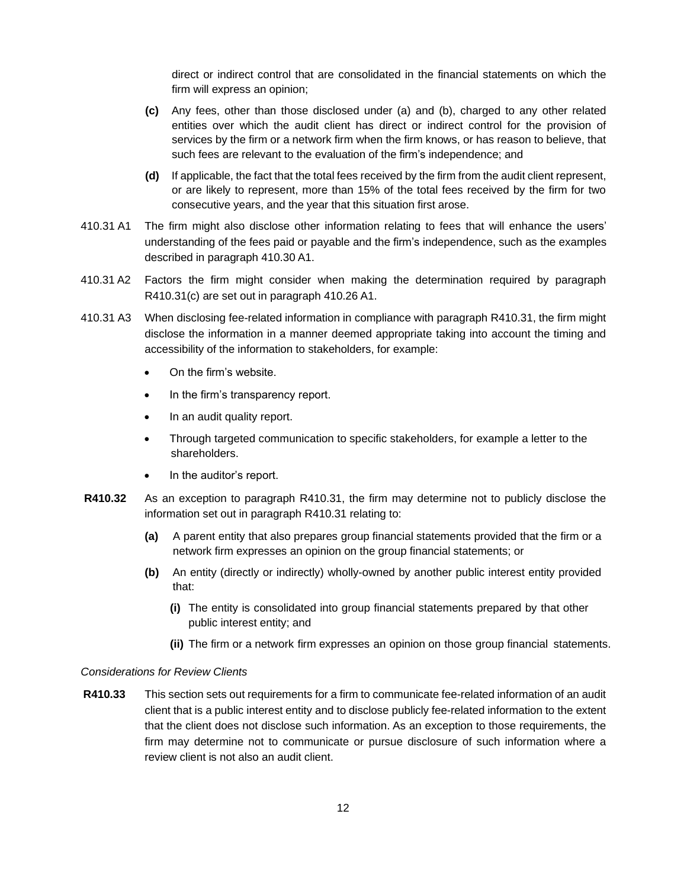direct or indirect control that are consolidated in the financial statements on which the firm will express an opinion;

**(c)** Any fees, other than those disclosed under (a) and (b), charged to any other related entities over which the audit client has direct or indirect control for the provision of services by the firm or a network firm when the firm knows, or has reason to believe, that such fees are relevant to the evaluation of the firm's independence; and

**(d)** If applicable, the fact that the total fees received by the firm from the audit client represent, or are likely to represent, more than 15% of the total fees received by the firm for two consecutive years, and the year that this situation first arose.

410.31 A1 The firm might also disclose other information relating to fees that will enhance the users' understanding of the fees paid or payable and the firm's independence, such as the examples described in paragraph 410.30 A1.

410.31 A2 Factors the firm might consider when making the determination required by paragraph R410.31(c) are set out in paragraph 410.26 A1.

410.31 A3 When disclosing fee-related information in compliance with paragraph R410.31, the firm might disclose the information in a manner deemed appropriate taking into account the timing and accessibility of the information to stakeholders, for example:

- On the firm's website.
- In the firm's transparency report.
- In an audit quality report.
- Through targeted communication to specific stakeholders, for example a letter to the shareholders.
- In the auditor's report.

**R410.32** As an exception to paragraph R410.31, the firm may determine not to publicly disclose the information set out in paragraph R410.31 relating to:

**(a)** A parent entity that also prepares group financial statements provided that the firm or a network firm expresses an opinion on the group financial statements; or

**(b)** An entity (directly or indirectly) wholly-owned by another public interest entity provided that:

**(i)** The entity is consolidated into group financial statements prepared by that other public interest entity; and

**(ii)** The firm or a network firm expresses an opinion on those group financial statements.

*Considerations for Review Clients*

**R410.33** This section sets out requirements for a firm to communicate fee-related information of an audit client that is a public interest entity and to disclose publicly fee-related information to the extent that the client does not disclose such information. As an exception to those requirements, the firm may determine not to communicate or pursue disclosure of such information where a review client is not also an audit client.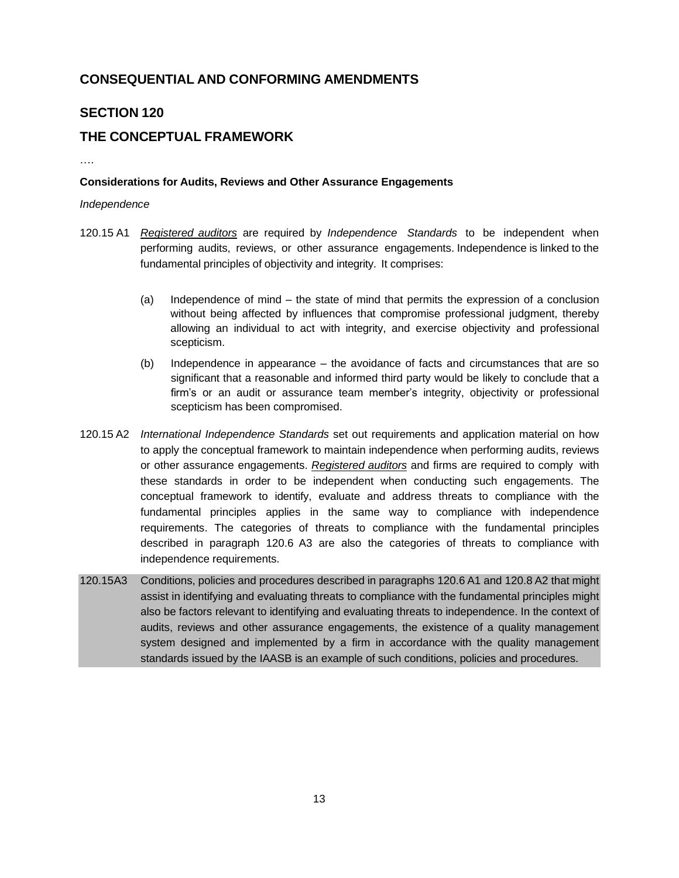## CONSEQUENTIAL AND CONFORMING AMENDMENTS

## SECTION 120

## THE CONCEPTUAL FRAMEWORK

….

**Considerations for Audits, Reviews and Other Assurance Engagements**

*Independence*

120.15 A1 *Registered auditors* are required by *Independence Standards* to be independent when performing audits, reviews, or other assurance engagements. Independence is linked to the fundamental principles of objectivity and integrity. It comprises:

(a) Independence of mind – the state of mind that permits the expression of a conclusion without being affected by influences that compromise professional judgment, thereby allowing an individual to act with integrity, and exercise objectivity and professional scepticism.

(b) Independence in appearance – the avoidance of facts and circumstances that are so significant that a reasonable and informed third party would be likely to conclude that a firm's or an audit or assurance team member's integrity, objectivity or professional scepticism has been compromised.

120.15 A2 *International Independence Standards* set out requirements and application material on how to apply the conceptual framework to maintain independence when performing audits, reviews or other assurance engagements. *Registered auditors* and firms are required to comply with these standards in order to be independent when conducting such engagements. The conceptual framework to identify, evaluate and address threats to compliance with the fundamental principles applies in the same way to compliance with independence requirements. The categories of threats to compliance with the fundamental principles described in paragraph 120.6 A3 are also the categories of threats to compliance with independence requirements.

120.15A3 Conditions, policies and procedures described in paragraphs 120.6 A1 and 120.8 A2 that might assist in identifying and evaluating threats to compliance with the fundamental principles might also be factors relevant to identifying and evaluating threats to independence. In the context of audits, reviews and other assurance engagements, the existence of a quality management system designed and implemented by a firm in accordance with the quality management standards issued by the IAASB is an example of such conditions, policies and procedures.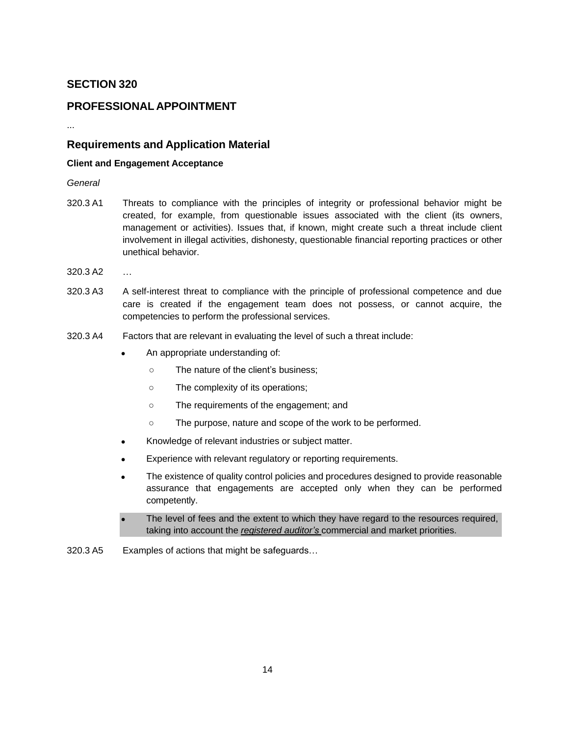# SECTION 320

# PROFESSIONAL APPOINTMENT

...

## Requirements and Application Material

### Client and Engagement Acceptance

*General*

320.3 A1 Threats to compliance with the principles of integrity or professional behavior might be created, for example, from questionable issues associated with the client (its owners, management or activities). Issues that, if known, might create such a threat include client involvement in illegal activities, dishonesty, questionable financial reporting practices or other unethical behavior.

320.3 A2 …

320.3 A3 A self-interest threat to compliance with the principle of professional competence and due care is created if the engagement team does not possess, or cannot acquire, the competencies to perform the professional services.

320.3 A4 Factors that are relevant in evaluating the level of such a threat include:

- An appropriate understanding of:
  - The nature of the client's business;
  - The complexity of its operations;
  - The requirements of the engagement; and
  - The purpose, nature and scope of the work to be performed.
- Knowledge of relevant industries or subject matter.
- Experience with relevant regulatory or reporting requirements.
- The existence of quality control policies and procedures designed to provide reasonable assurance that engagements are accepted only when they can be performed competently.
- The level of fees and the extent to which they have regard to the resources required, taking into account the *registered auditor's* commercial and market priorities.

320.3 A5 Examples of actions that might be safeguards…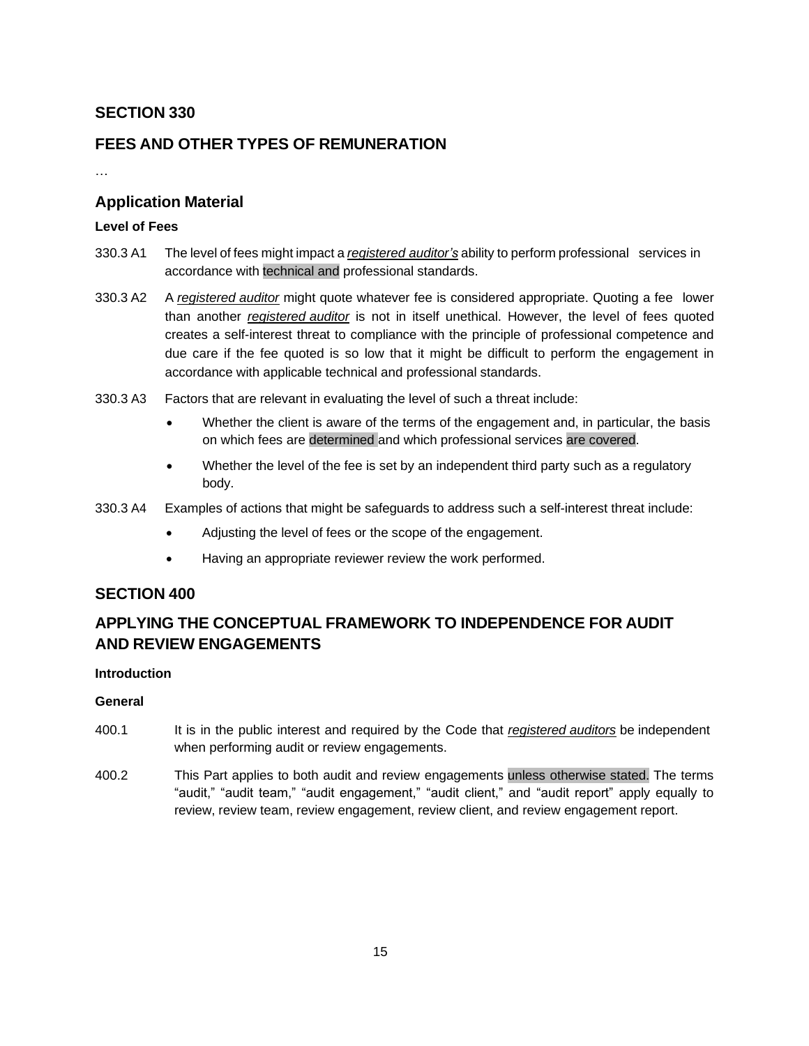## SECTION 330

## FEES AND OTHER TYPES OF REMUNERATION

…

### Application Material

#### Level of Fees

330.3 A1 The level of fees might impact a ***registered auditor's*** ability to perform professional services in accordance with technical and professional standards.

330.3 A2 A *registered auditor* might quote whatever fee is considered appropriate. Quoting a fee lower than another *registered auditor* is not in itself unethical. However, the level of fees quoted creates a self-interest threat to compliance with the principle of professional competence and due care if the fee quoted is so low that it might be difficult to perform the engagement in accordance with applicable technical and professional standards.

330.3 A3 Factors that are relevant in evaluating the level of such a threat include:

- Whether the client is aware of the terms of the engagement and, in particular, the basis on which fees are determined and which professional services are covered.
- Whether the level of the fee is set by an independent third party such as a regulatory body.

330.3 A4 Examples of actions that might be safeguards to address such a self-interest threat include:

- Adjusting the level of fees or the scope of the engagement.
- Having an appropriate reviewer review the work performed.

## SECTION 400

## APPLYING THE CONCEPTUAL FRAMEWORK TO INDEPENDENCE FOR AUDIT AND REVIEW ENGAGEMENTS

#### Introduction

#### General

400.1 It is in the public interest and required by the Code that *registered auditors* be independent when performing audit or review engagements.

400.2 This Part applies to both audit and review engagements unless otherwise stated. The terms "audit," "audit team," "audit engagement," "audit client," and "audit report" apply equally to review, review team, review engagement, review client, and review engagement report.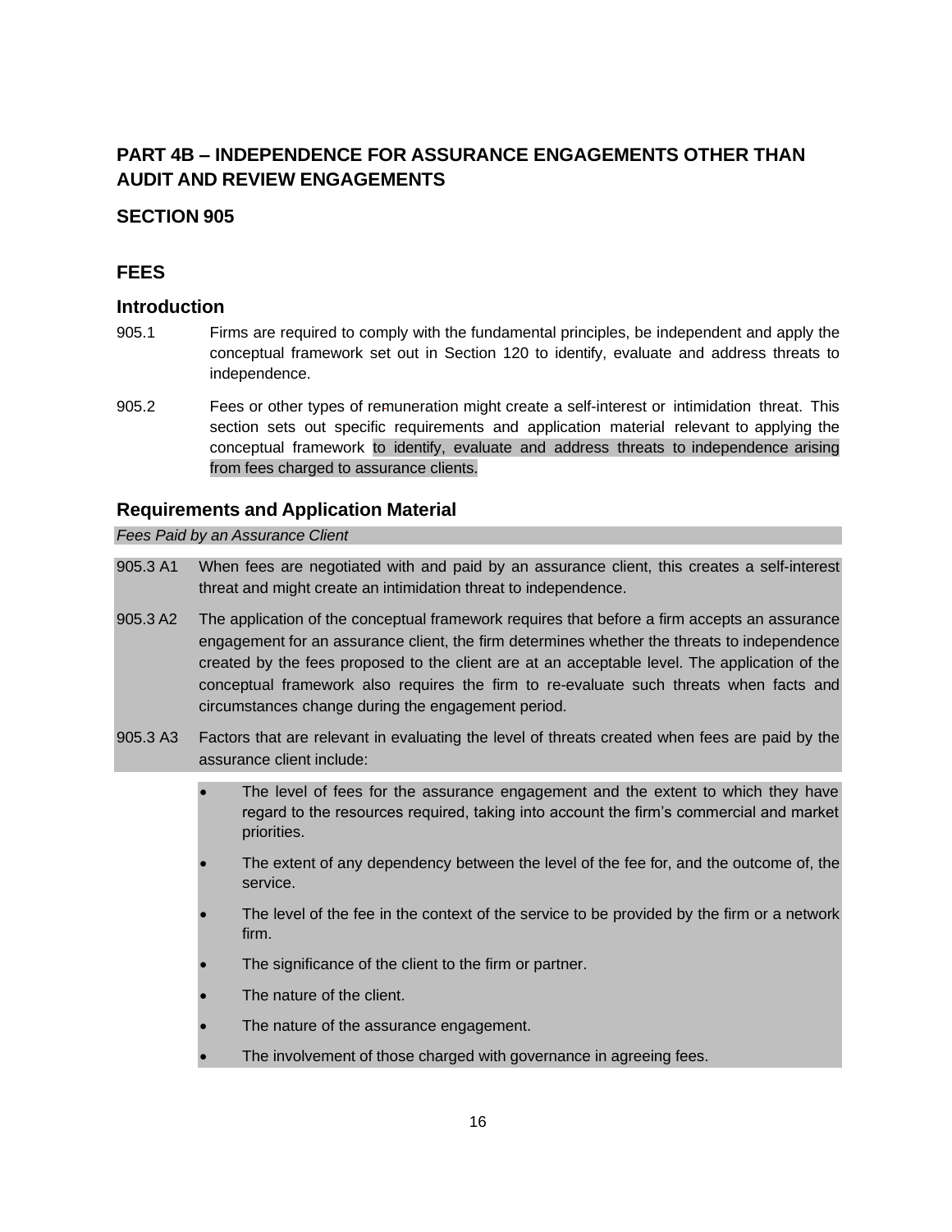## PART 4B – INDEPENDENCE FOR ASSURANCE ENGAGEMENTS OTHER THAN AUDIT AND REVIEW ENGAGEMENTS

## SECTION 905

## FEES

### Introduction

905.1 Firms are required to comply with the fundamental principles, be independent and apply the conceptual framework set out in Section 120 to identify, evaluate and address threats to independence.

905.2 Fees or other types of remuneration might create a self-interest or intimidation threat. This section sets out specific requirements and application material relevant to applying the conceptual framework to identify, evaluate and address threats to independence arising from fees charged to assurance clients.

### Requirements and Application Material

*Fees Paid by an Assurance Client*

905.3 A1 When fees are negotiated with and paid by an assurance client, this creates a self-interest threat and might create an intimidation threat to independence.

905.3 A2 The application of the conceptual framework requires that before a firm accepts an assurance engagement for an assurance client, the firm determines whether the threats to independence created by the fees proposed to the client are at an acceptable level. The application of the conceptual framework also requires the firm to re-evaluate such threats when facts and circumstances change during the engagement period.

905.3 A3 Factors that are relevant in evaluating the level of threats created when fees are paid by the assurance client include:

- The level of fees for the assurance engagement and the extent to which they have regard to the resources required, taking into account the firm's commercial and market priorities.
- The extent of any dependency between the level of the fee for, and the outcome of, the service.
- The level of the fee in the context of the service to be provided by the firm or a network firm.
- The significance of the client to the firm or partner.
- The nature of the client.
- The nature of the assurance engagement.
- The involvement of those charged with governance in agreeing fees.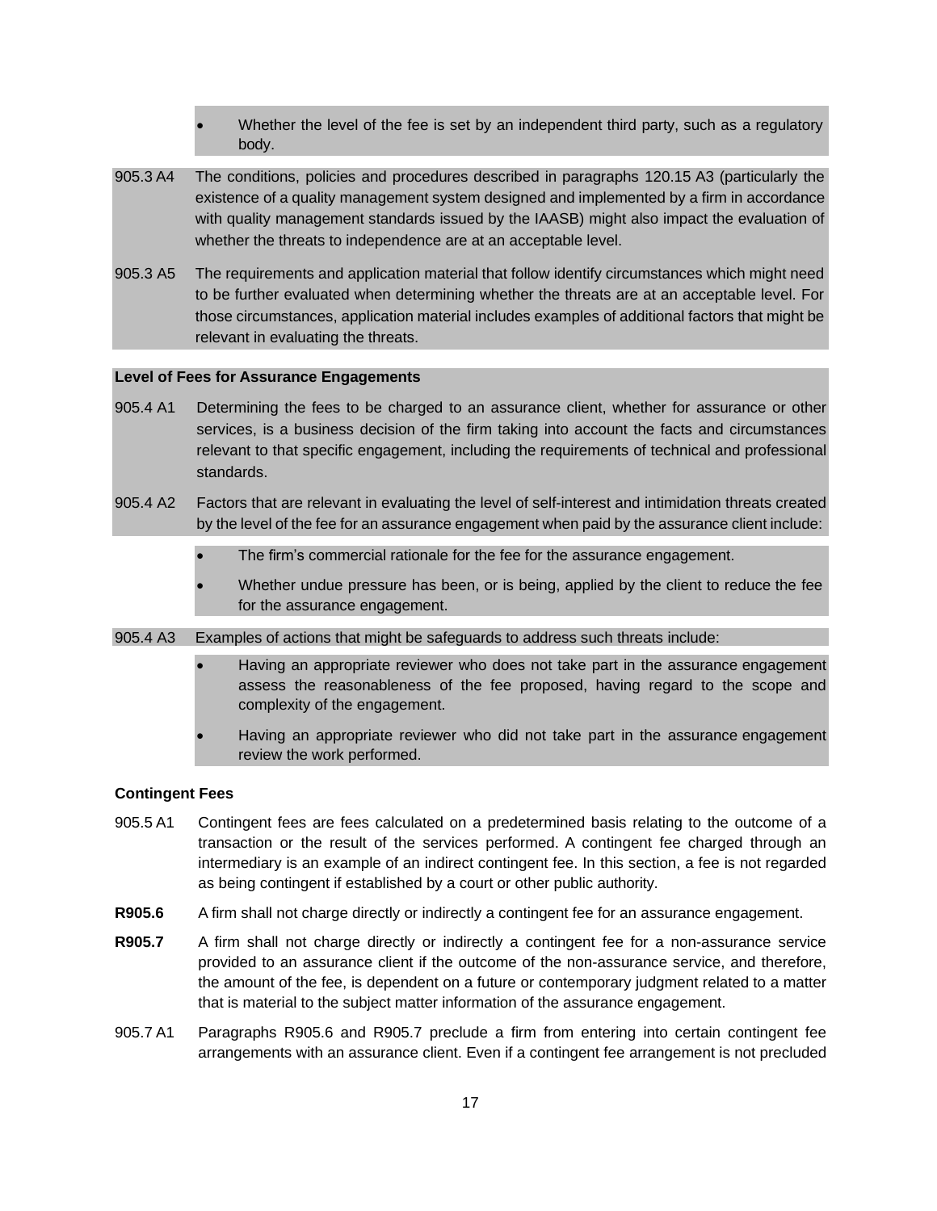- Whether the level of the fee is set by an independent third party, such as a regulatory body.

905.3 A4 The conditions, policies and procedures described in paragraphs 120.15 A3 (particularly the existence of a quality management system designed and implemented by a firm in accordance with quality management standards issued by the IAASB) might also impact the evaluation of whether the threats to independence are at an acceptable level.

905.3 A5 The requirements and application material that follow identify circumstances which might need to be further evaluated when determining whether the threats are at an acceptable level. For those circumstances, application material includes examples of additional factors that might be relevant in evaluating the threats.

**Level of Fees for Assurance Engagements**

905.4 A1 Determining the fees to be charged to an assurance client, whether for assurance or other services, is a business decision of the firm taking into account the facts and circumstances relevant to that specific engagement, including the requirements of technical and professional standards.

905.4 A2 Factors that are relevant in evaluating the level of self-interest and intimidation threats created by the level of the fee for an assurance engagement when paid by the assurance client include:

- The firm's commercial rationale for the fee for the assurance engagement.
- Whether undue pressure has been, or is being, applied by the client to reduce the fee for the assurance engagement.

905.4 A3 Examples of actions that might be safeguards to address such threats include:

- Having an appropriate reviewer who does not take part in the assurance engagement assess the reasonableness of the fee proposed, having regard to the scope and complexity of the engagement.
- Having an appropriate reviewer who did not take part in the assurance engagement review the work performed.

**Contingent Fees**

905.5 A1 Contingent fees are fees calculated on a predetermined basis relating to the outcome of a transaction or the result of the services performed. A contingent fee charged through an intermediary is an example of an indirect contingent fee. In this section, a fee is not regarded as being contingent if established by a court or other public authority.

**R905.6** A firm shall not charge directly or indirectly a contingent fee for an assurance engagement.

**R905.7** A firm shall not charge directly or indirectly a contingent fee for a non-assurance service provided to an assurance client if the outcome of the non-assurance service, and therefore, the amount of the fee, is dependent on a future or contemporary judgment related to a matter that is material to the subject matter information of the assurance engagement.

905.7 A1 Paragraphs R905.6 and R905.7 preclude a firm from entering into certain contingent fee arrangements with an assurance client. Even if a contingent fee arrangement is not precluded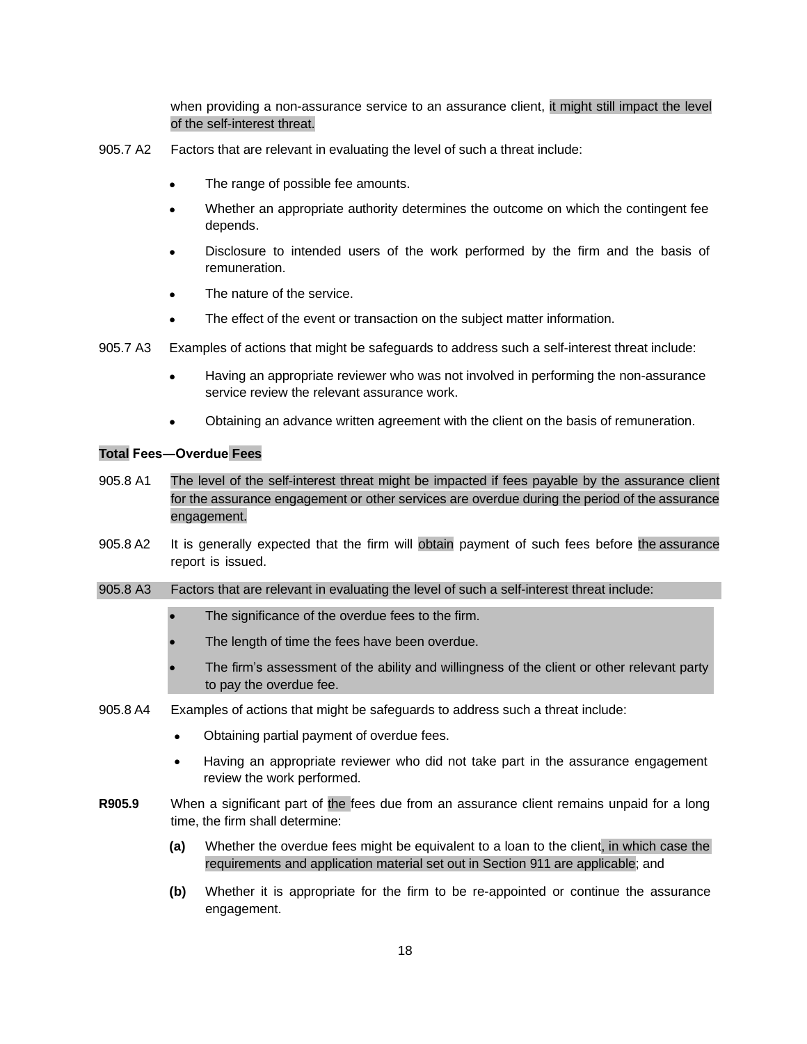when providing a non-assurance service to an assurance client, it might still impact the level of the self-interest threat.

905.7 A2 Factors that are relevant in evaluating the level of such a threat include:

- The range of possible fee amounts.
- Whether an appropriate authority determines the outcome on which the contingent fee depends.
- Disclosure to intended users of the work performed by the firm and the basis of remuneration.
- The nature of the service.
- The effect of the event or transaction on the subject matter information.

905.7 A3 Examples of actions that might be safeguards to address such a self-interest threat include:

- Having an appropriate reviewer who was not involved in performing the non-assurance service review the relevant assurance work.
- Obtaining an advance written agreement with the client on the basis of remuneration.

**Total Fees—Overdue Fees**

905.8 A1 The level of the self-interest threat might be impacted if fees payable by the assurance client for the assurance engagement or other services are overdue during the period of the assurance engagement.

905.8 A2 It is generally expected that the firm will obtain payment of such fees before the assurance report is issued.

905.8 A3 Factors that are relevant in evaluating the level of such a self-interest threat include:

- The significance of the overdue fees to the firm.
- The length of time the fees have been overdue.
- The firm's assessment of the ability and willingness of the client or other relevant party to pay the overdue fee.

905.8 A4 Examples of actions that might be safeguards to address such a threat include:

- Obtaining partial payment of overdue fees.
- Having an appropriate reviewer who did not take part in the assurance engagement review the work performed.

**R905.9** When a significant part of the fees due from an assurance client remains unpaid for a long time, the firm shall determine:

**(a)** Whether the overdue fees might be equivalent to a loan to the client, in which case the requirements and application material set out in Section 911 are applicable; and

**(b)** Whether it is appropriate for the firm to be re-appointed or continue the assurance engagement.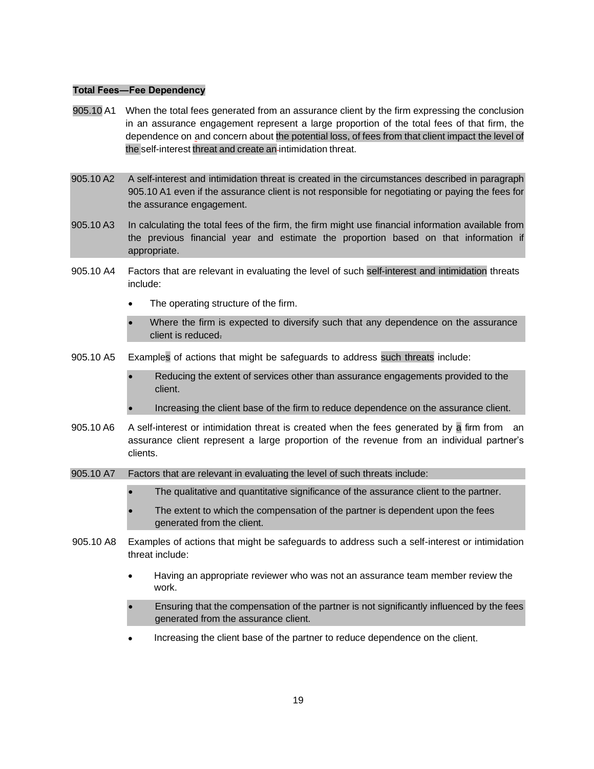**Total Fees—Fee Dependency**

905.10 A1 When the total fees generated from an assurance client by the firm expressing the conclusion in an assurance engagement represent a large proportion of the total fees of that firm, the dependence on and concern about the potential loss, of fees from that client impact the level of the self-interest threat and create an intimidation threat.

905.10 A2 A self-interest and intimidation threat is created in the circumstances described in paragraph 905.10 A1 even if the assurance client is not responsible for negotiating or paying the fees for the assurance engagement.

905.10 A3 In calculating the total fees of the firm, the firm might use financial information available from the previous financial year and estimate the proportion based on that information if appropriate.

905.10 A4 Factors that are relevant in evaluating the level of such self-interest and intimidation threats include:

- The operating structure of the firm.
- Where the firm is expected to diversify such that any dependence on the assurance client is reduced.

905.10 A5 Examples of actions that might be safeguards to address such threats include:

- Reducing the extent of services other than assurance engagements provided to the client.
- Increasing the client base of the firm to reduce dependence on the assurance client.

905.10 A6 A self-interest or intimidation threat is created when the fees generated by a firm from an assurance client represent a large proportion of the revenue from an individual partner's clients.

905.10 A7 Factors that are relevant in evaluating the level of such threats include:

- The qualitative and quantitative significance of the assurance client to the partner.
- The extent to which the compensation of the partner is dependent upon the fees generated from the client.

905.10 A8 Examples of actions that might be safeguards to address such a self-interest or intimidation threat include:

- Having an appropriate reviewer who was not an assurance team member review the work.
- Ensuring that the compensation of the partner is not significantly influenced by the fees generated from the assurance client.
- Increasing the client base of the partner to reduce dependence on the client.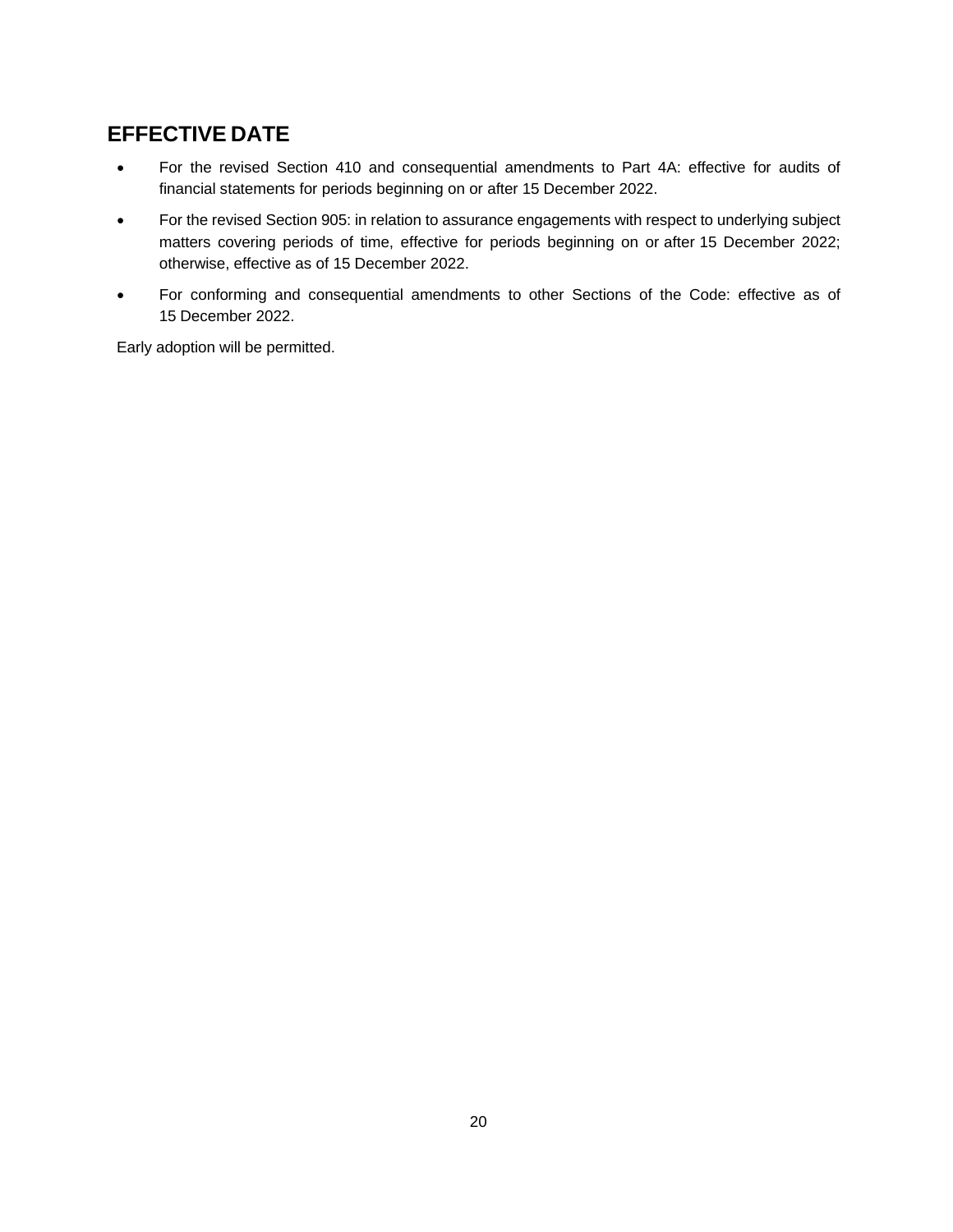## EFFECTIVE DATE

- For the revised Section 410 and consequential amendments to Part 4A: effective for audits of financial statements for periods beginning on or after 15 December 2022.
- For the revised Section 905: in relation to assurance engagements with respect to underlying subject matters covering periods of time, effective for periods beginning on or after 15 December 2022; otherwise, effective as of 15 December 2022.
- For conforming and consequential amendments to other Sections of the Code: effective as of 15 December 2022.

Early adoption will be permitted.